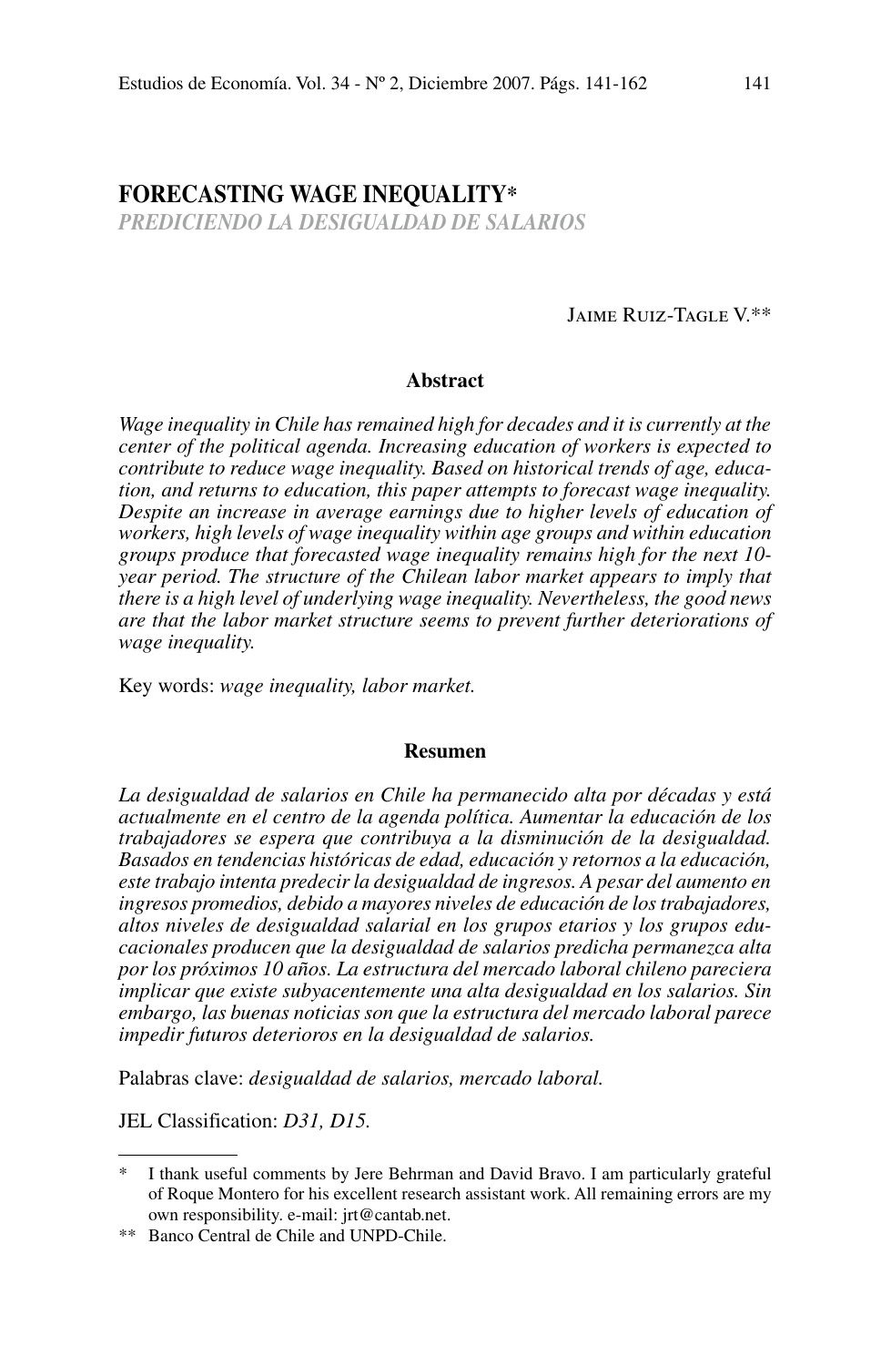# FORECASTING WAGE INEQUALITY*

## *PREDICIENDO LA DESIGUALDAD DE SALARIOS*

JAIME RUIZ-TAGLE V.**

### Abstract

*Wage inequality in Chile has remained high for decades and it is currently at the center of the political agenda. Increasing education of workers is expected to contribute to reduce wage inequality. Based on historical trends of age, education, and returns to education, this paper attempts to forecast wage inequality. Despite an increase in average earnings due to higher levels of education of workers, high levels of wage inequality within age groups and within education groups produce that forecasted wage inequality remains high for the next 10-year period. The structure of the Chilean labor market appears to imply that there is a high level of underlying wage inequality. Nevertheless, the good news are that the labor market structure seems to prevent further deteriorations of wage inequality.*

Key words: *wage inequality, labor market.*

### Resumen

*La desigualdad de salarios en Chile ha permanecido alta por décadas y está actualmente en el centro de la agenda política. Aumentar la educación de los trabajadores se espera que contribuya a la disminución de la desigualdad. Basados en tendencias históricas de edad, educación y retornos a la educación, este trabajo intenta predecir la desigualdad de ingresos. A pesar del aumento en ingresos promedios, debido a mayores niveles de educación de los trabajadores, altos niveles de desigualdad salarial en los grupos etarios y los grupos educacionales producen que la desigualdad de salarios predicha permanezca alta por los próximos 10 años. La estructura del mercado laboral chileno pareciera implicar que existe subyacentemente una alta desigualdad en los salarios. Sin embargo, las buenas noticias son que la estructura del mercado laboral parece impedir futuros deterioros en la desigualdad de salarios.*

Palabras clave: *desigualdad de salarios, mercado laboral.*

JEL Classification: *D31, D15.*

---

\* I thank useful comments by Jere Behrman and David Bravo. I am particularly grateful of Roque Montero for his excellent research assistant work. All remaining errors are my own responsibility. e-mail: jrt@cantab.net.

\*\* Banco Central de Chile and UNPD-Chile.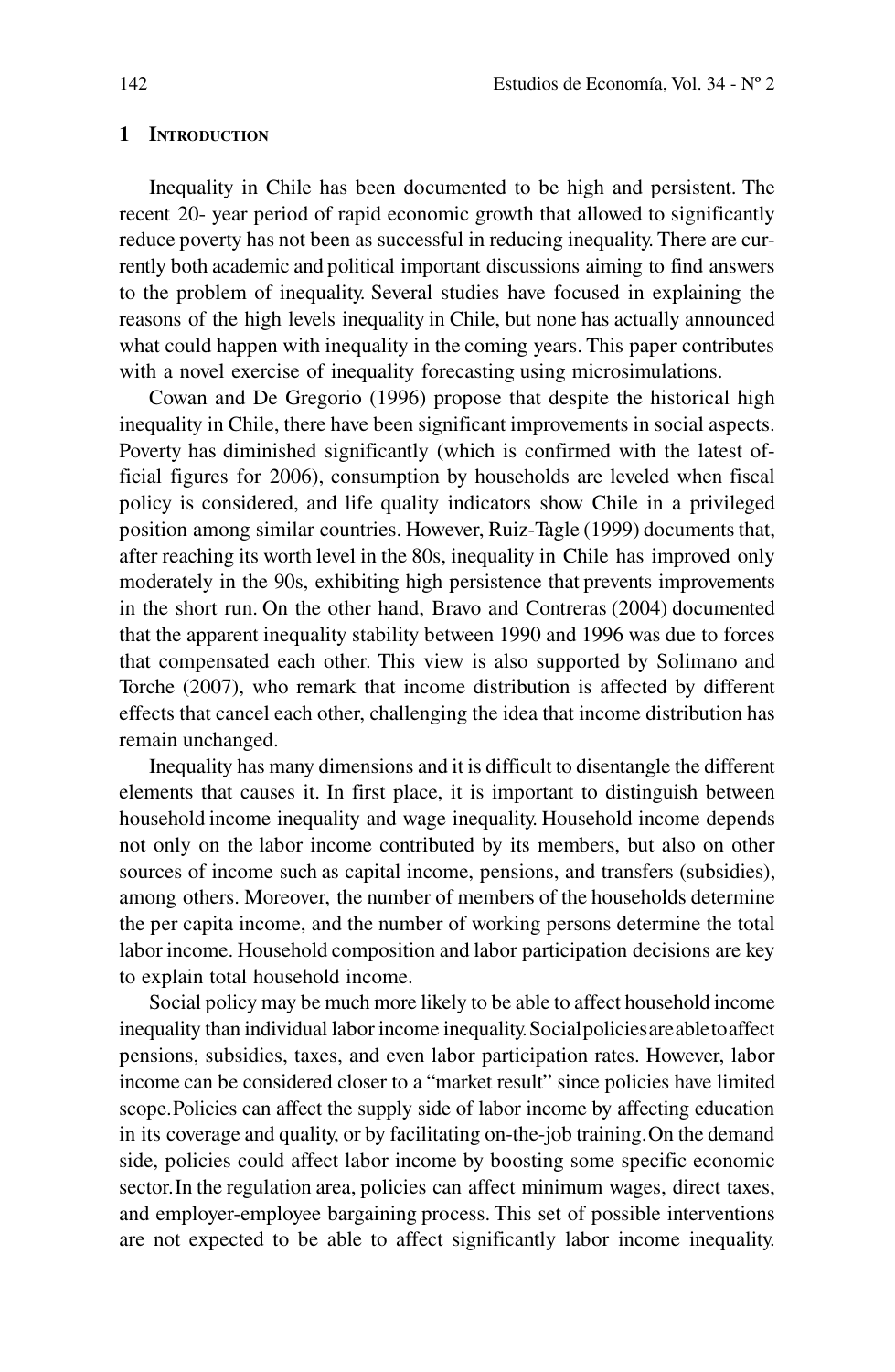## 1 Introduction

Inequality in Chile has been documented to be high and persistent. The recent 20- year period of rapid economic growth that allowed to significantly reduce poverty has not been as successful in reducing inequality. There are currently both academic and political important discussions aiming to find answers to the problem of inequality. Several studies have focused in explaining the reasons of the high levels inequality in Chile, but none has actually announced what could happen with inequality in the coming years. This paper contributes with a novel exercise of inequality forecasting using microsimulations.

Cowan and De Gregorio (1996) propose that despite the historical high inequality in Chile, there have been significant improvements in social aspects. Poverty has diminished significantly (which is confirmed with the latest official figures for 2006), consumption by households are leveled when fiscal policy is considered, and life quality indicators show Chile in a privileged position among similar countries. However, Ruiz-Tagle (1999) documents that, after reaching its worth level in the 80s, inequality in Chile has improved only moderately in the 90s, exhibiting high persistence that prevents improvements in the short run. On the other hand, Bravo and Contreras (2004) documented that the apparent inequality stability between 1990 and 1996 was due to forces that compensated each other. This view is also supported by Solimano and Torche (2007), who remark that income distribution is affected by different effects that cancel each other, challenging the idea that income distribution has remain unchanged.

Inequality has many dimensions and it is difficult to disentangle the different elements that causes it. In first place, it is important to distinguish between household income inequality and wage inequality. Household income depends not only on the labor income contributed by its members, but also on other sources of income such as capital income, pensions, and transfers (subsidies), among others. Moreover, the number of members of the households determine the per capita income, and the number of working persons determine the total labor income. Household composition and labor participation decisions are key to explain total household income.

Social policy may be much more likely to be able to affect household income inequality than individual labor income inequality. Social policies are able to affect pensions, subsidies, taxes, and even labor participation rates. However, labor income can be considered closer to a "market result" since policies have limited scope. Policies can affect the supply side of labor income by affecting education in its coverage and quality, or by facilitating on-the-job training. On the demand side, policies could affect labor income by boosting some specific economic sector. In the regulation area, policies can affect minimum wages, direct taxes, and employer-employee bargaining process. This set of possible interventions are not expected to be able to affect significantly labor income inequality.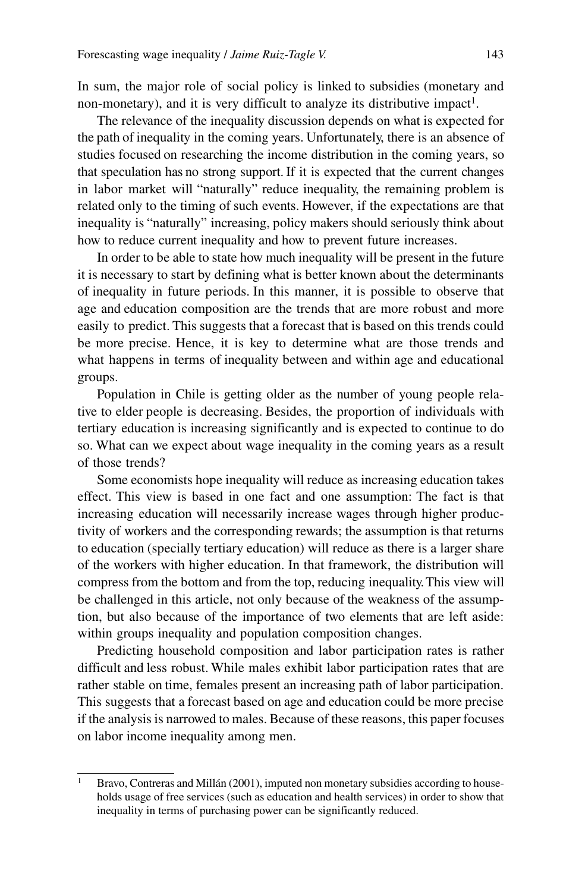In sum, the major role of social policy is linked to subsidies (monetary and non-monetary), and it is very difficult to analyze its distributive impact[1].

The relevance of the inequality discussion depends on what is expected for the path of inequality in the coming years. Unfortunately, there is an absence of studies focused on researching the income distribution in the coming years, so that speculation has no strong support. If it is expected that the current changes in labor market will "naturally" reduce inequality, the remaining problem is related only to the timing of such events. However, if the expectations are that inequality is "naturally" increasing, policy makers should seriously think about how to reduce current inequality and how to prevent future increases.

In order to be able to state how much inequality will be present in the future it is necessary to start by defining what is better known about the determinants of inequality in future periods. In this manner, it is possible to observe that age and education composition are the trends that are more robust and more easily to predict. This suggests that a forecast that is based on this trends could be more precise. Hence, it is key to determine what are those trends and what happens in terms of inequality between and within age and educational groups.

Population in Chile is getting older as the number of young people relative to elder people is decreasing. Besides, the proportion of individuals with tertiary education is increasing significantly and is expected to continue to do so. What can we expect about wage inequality in the coming years as a result of those trends?

Some economists hope inequality will reduce as increasing education takes effect. This view is based in one fact and one assumption: The fact is that increasing education will necessarily increase wages through higher productivity of workers and the corresponding rewards; the assumption is that returns to education (specially tertiary education) will reduce as there is a larger share of the workers with higher education. In that framework, the distribution will compress from the bottom and from the top, reducing inequality. This view will be challenged in this article, not only because of the weakness of the assumption, but also because of the importance of two elements that are left aside: within groups inequality and population composition changes.

Predicting household composition and labor participation rates is rather difficult and less robust. While males exhibit labor participation rates that are rather stable on time, females present an increasing path of labor participation. This suggests that a forecast based on age and education could be more precise if the analysis is narrowed to males. Because of these reasons, this paper focuses on labor income inequality among men.

[1] Bravo, Contreras and Millán (2001), imputed non monetary subsidies according to households usage of free services (such as education and health services) in order to show that inequality in terms of purchasing power can be significantly reduced.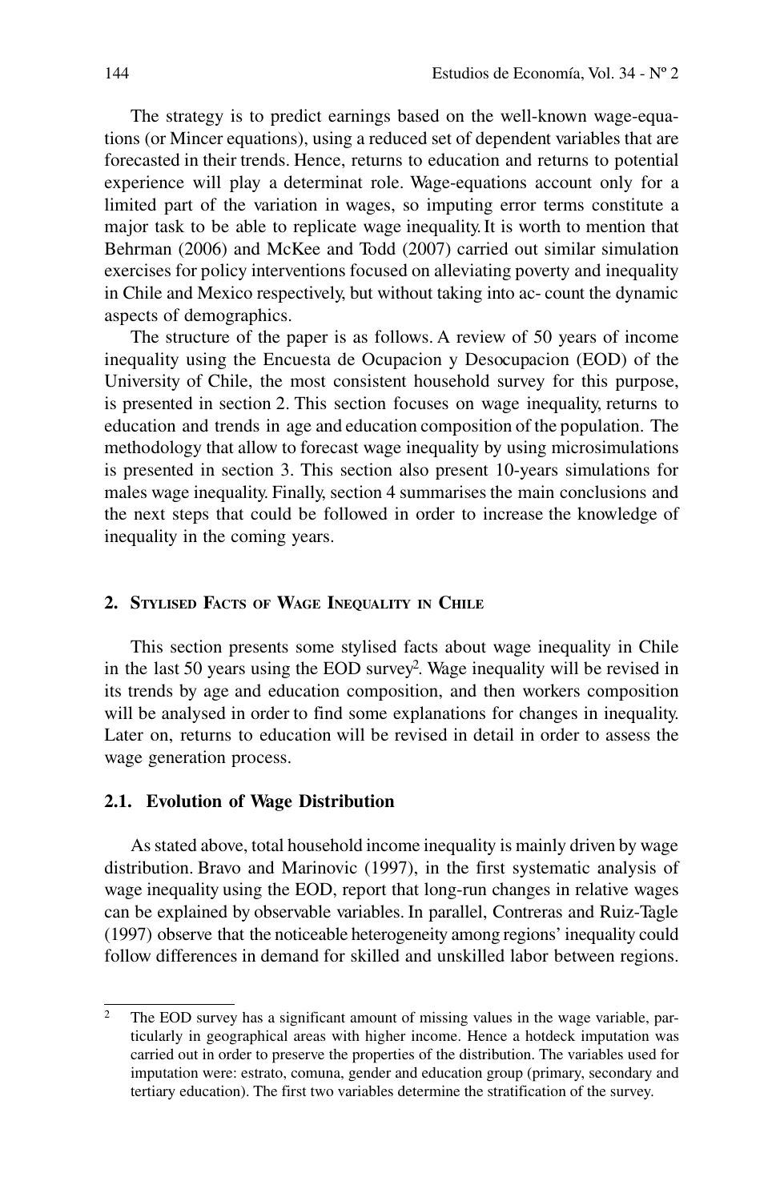The strategy is to predict earnings based on the well-known wage-equations (or Mincer equations), using a reduced set of dependent variables that are forecasted in their trends. Hence, returns to education and returns to potential experience will play a determinat role. Wage-equations account only for a limited part of the variation in wages, so imputing error terms constitute a major task to be able to replicate wage inequality. It is worth to mention that Behrman (2006) and McKee and Todd (2007) carried out similar simulation exercises for policy interventions focused on alleviating poverty and inequality in Chile and Mexico respectively, but without taking into ac- count the dynamic aspects of demographics.

The structure of the paper is as follows. A review of 50 years of income inequality using the Encuesta de Ocupacion y Desocupacion (EOD) of the University of Chile, the most consistent household survey for this purpose, is presented in section 2. This section focuses on wage inequality, returns to education and trends in age and education composition of the population. The methodology that allow to forecast wage inequality by using microsimulations is presented in section 3. This section also present 10-years simulations for males wage inequality. Finally, section 4 summarises the main conclusions and the next steps that could be followed in order to increase the knowledge of inequality in the coming years.

## 2. Stylised Facts of Wage Inequality in Chile

This section presents some stylised facts about wage inequality in Chile in the last 50 years using the EOD survey[2]. Wage inequality will be revised in its trends by age and education composition, and then workers composition will be analysed in order to find some explanations for changes in inequality. Later on, returns to education will be revised in detail in order to assess the wage generation process.

### 2.1. Evolution of Wage Distribution

As stated above, total household income inequality is mainly driven by wage distribution. Bravo and Marinovic (1997), in the first systematic analysis of wage inequality using the EOD, report that long-run changes in relative wages can be explained by observable variables. In parallel, Contreras and Ruiz-Tagle (1997) observe that the noticeable heterogeneity among regions' inequality could follow differences in demand for skilled and unskilled labor between regions.

---

[2] The EOD survey has a significant amount of missing values in the wage variable, particularly in geographical areas with higher income. Hence a hotdeck imputation was carried out in order to preserve the properties of the distribution. The variables used for imputation were: estrato, comuna, gender and education group (primary, secondary and tertiary education). The first two variables determine the stratification of the survey.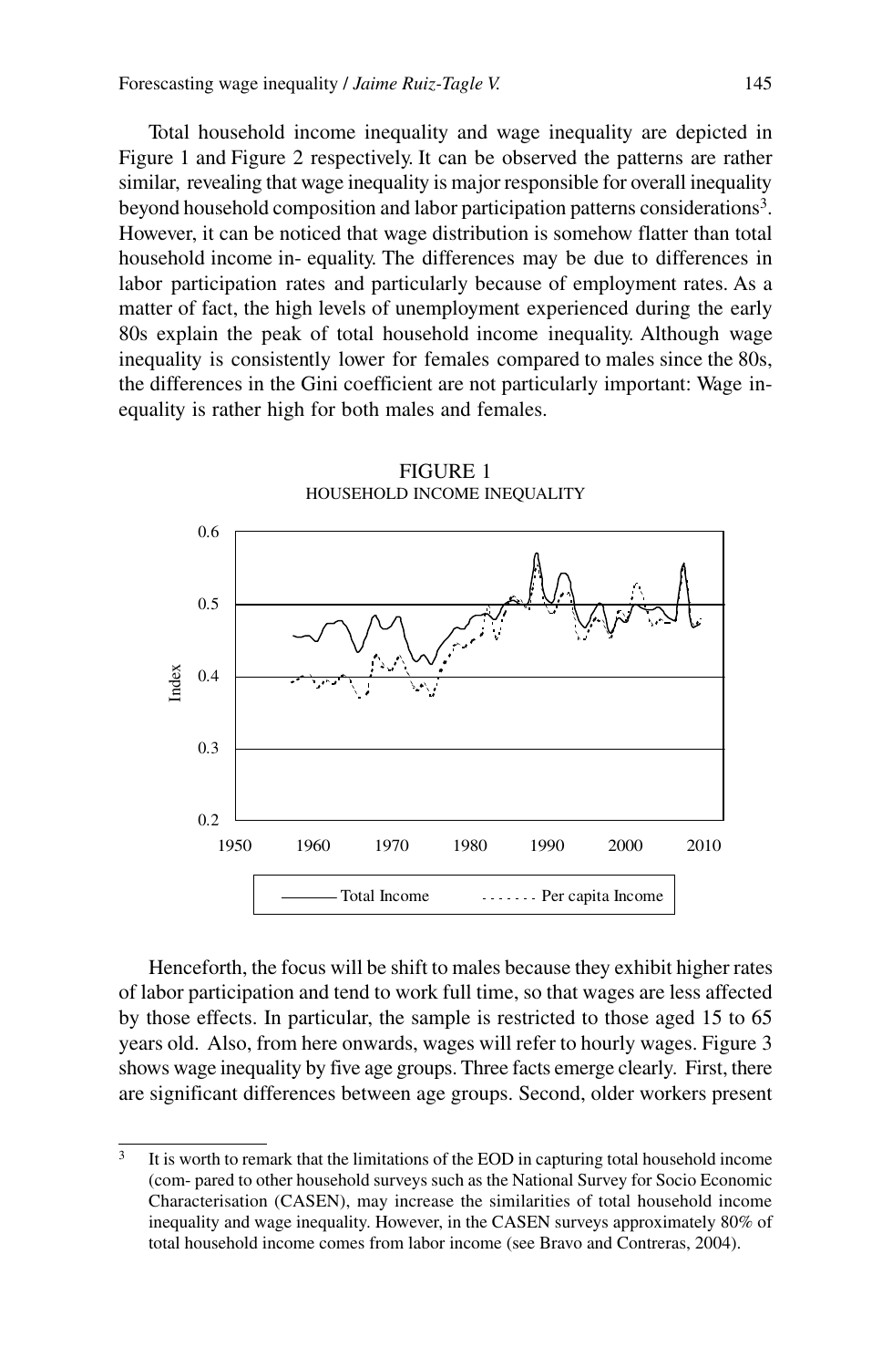Total household income inequality and wage inequality are depicted in Figure 1 and Figure 2 respectively. It can be observed the patterns are rather similar, revealing that wage inequality is major responsible for overall inequality beyond household composition and labor participation patterns considerations[3]. However, it can be noticed that wage distribution is somehow flatter than total household income in- equality. The differences may be due to differences in labor participation rates and particularly because of employment rates. As a matter of fact, the high levels of unemployment experienced during the early 80s explain the peak of total household income inequality. Although wage inequality is consistently lower for females compared to males since the 80s, the differences in the Gini coefficient are not particularly important: Wage in- equality is rather high for both males and females.

FIGURE 1
HOUSEHOLD INCOME INEQUALITY

Henceforth, the focus will be shift to males because they exhibit higher rates of labor participation and tend to work full time, so that wages are less affected by those effects. In particular, the sample is restricted to those aged 15 to 65 years old. Also, from here onwards, wages will refer to hourly wages. Figure 3 shows wage inequality by five age groups. Three facts emerge clearly. First, there are significant differences between age groups. Second, older workers present

[3] It is worth to remark that the limitations of the EOD in capturing total household income (com- pared to other household surveys such as the National Survey for Socio Economic Characterisation (CASEN), may increase the similarities of total household income inequality and wage inequality. However, in the CASEN surveys approximately 80% of total household income comes from labor income (see Bravo and Contreras, 2004).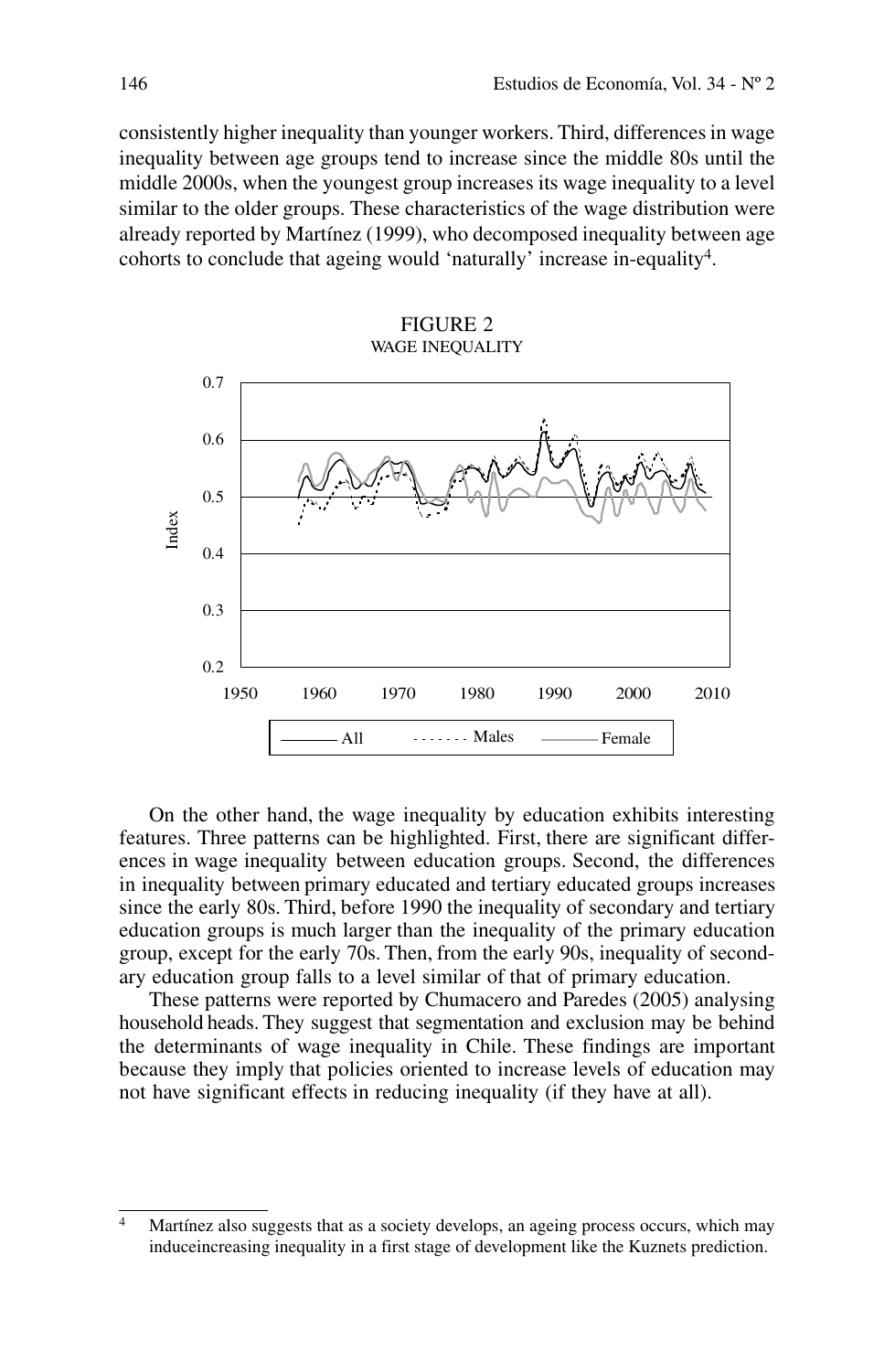consistently higher inequality than younger workers. Third, differences in wage inequality between age groups tend to increase since the middle 80s until the middle 2000s, when the youngest group increases its wage inequality to a level similar to the older groups. These characteristics of the wage distribution were already reported by Martínez (1999), who decomposed inequality between age cohorts to conclude that ageing would 'naturally' increase in-equality[4].

FIGURE 2
WAGE INEQUALITY

On the other hand, the wage inequality by education exhibits interesting features. Three patterns can be highlighted. First, there are significant differences in wage inequality between education groups. Second, the differences in inequality between primary educated and tertiary educated groups increases since the early 80s. Third, before 1990 the inequality of secondary and tertiary education groups is much larger than the inequality of the primary education group, except for the early 70s. Then, from the early 90s, inequality of secondary education group falls to a level similar of that of primary education.

These patterns were reported by Chumacero and Paredes (2005) analysing household heads. They suggest that segmentation and exclusion may be behind the determinants of wage inequality in Chile. These findings are important because they imply that policies oriented to increase levels of education may not have significant effects in reducing inequality (if they have at all).

[4] Martínez also suggests that as a society develops, an ageing process occurs, which may induceincreasing inequality in a first stage of development like the Kuznets prediction.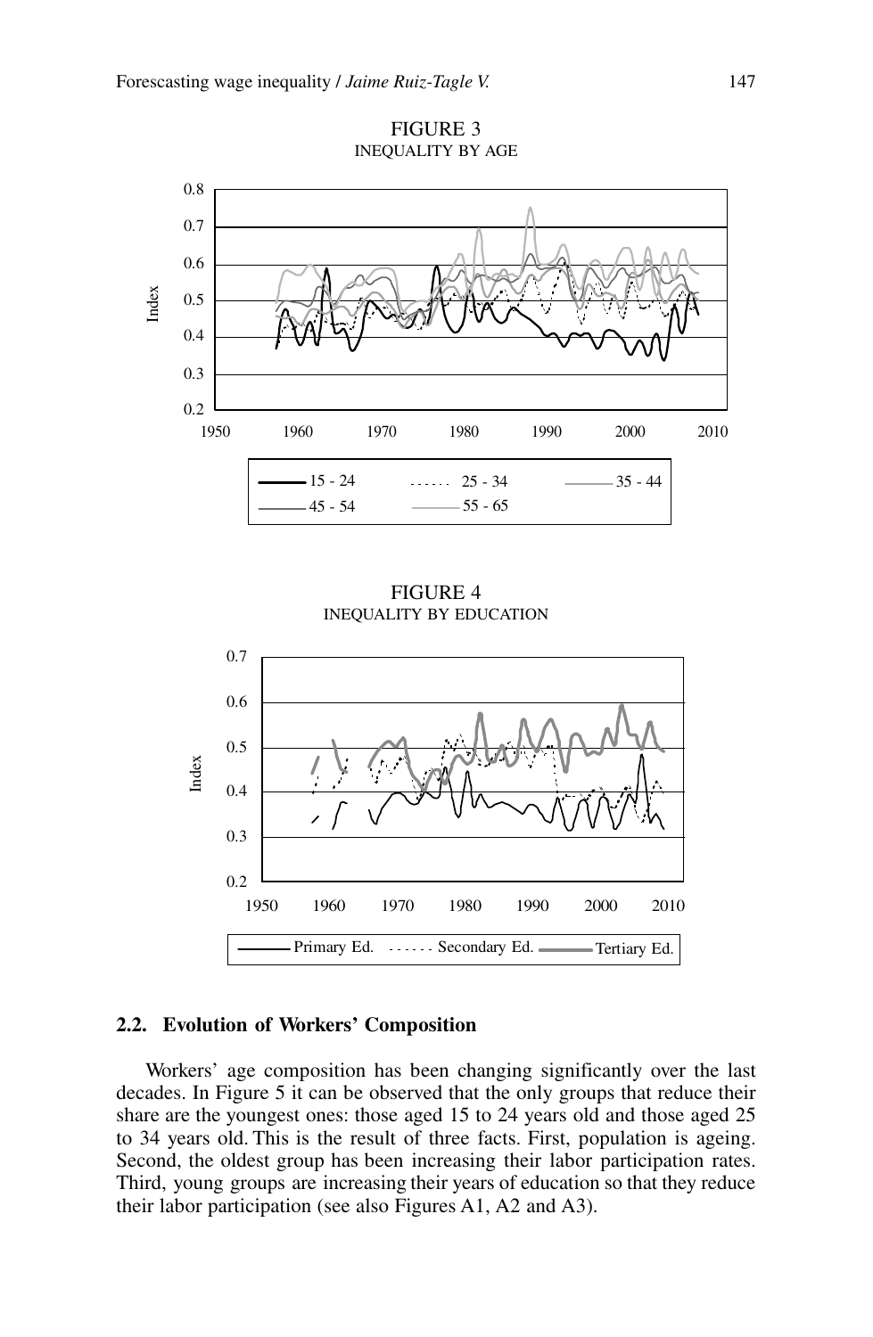FIGURE 3
INEQUALITY BY AGE

FIGURE 4
INEQUALITY BY EDUCATION

### 2.2. Evolution of Workers' Composition

Workers' age composition has been changing significantly over the last decades. In Figure 5 it can be observed that the only groups that reduce their share are the youngest ones: those aged 15 to 24 years old and those aged 25 to 34 years old. This is the result of three facts. First, population is ageing. Second, the oldest group has been increasing their labor participation rates. Third, young groups are increasing their years of education so that they reduce their labor participation (see also Figures A1, A2 and A3).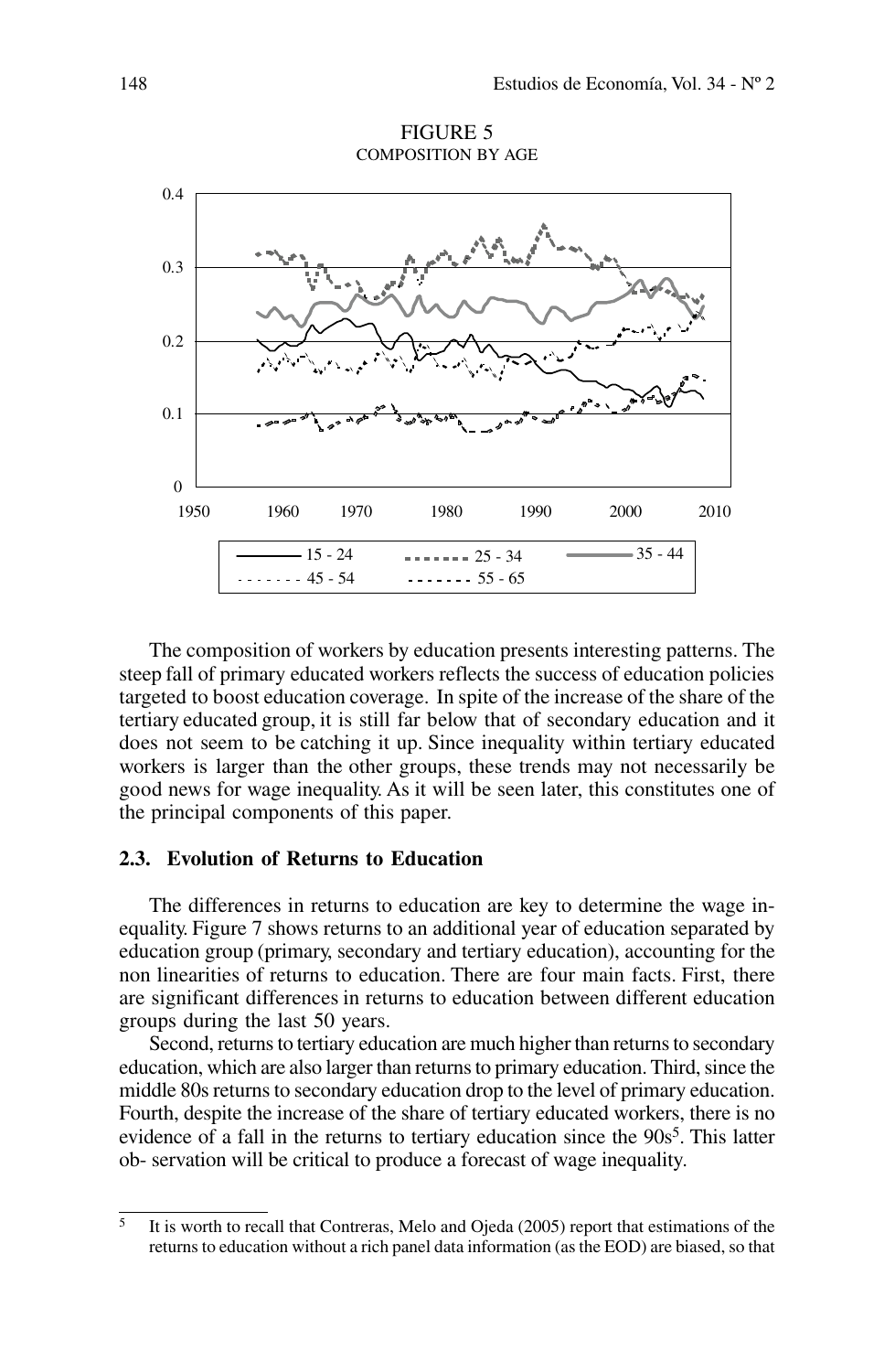FIGURE 5
COMPOSITION BY AGE

The composition of workers by education presents interesting patterns. The steep fall of primary educated workers reflects the success of education policies targeted to boost education coverage. In spite of the increase of the share of the tertiary educated group, it is still far below that of secondary education and it does not seem to be catching it up. Since inequality within tertiary educated workers is larger than the other groups, these trends may not necessarily be good news for wage inequality. As it will be seen later, this constitutes one of the principal components of this paper.

### 2.3. Evolution of Returns to Education

The differences in returns to education are key to determine the wage inequality. Figure 7 shows returns to an additional year of education separated by education group (primary, secondary and tertiary education), accounting for the non linearities of returns to education. There are four main facts. First, there are significant differences in returns to education between different education groups during the last 50 years.

Second, returns to tertiary education are much higher than returns to secondary education, which are also larger than returns to primary education. Third, since the middle 80s returns to secondary education drop to the level of primary education. Fourth, despite the increase of the share of tertiary educated workers, there is no evidence of a fall in the returns to tertiary education since the 90s[5]. This latter ob- servation will be critical to produce a forecast of wage inequality.

[5] It is worth to recall that Contreras, Melo and Ojeda (2005) report that estimations of the returns to education without a rich panel data information (as the EOD) are biased, so that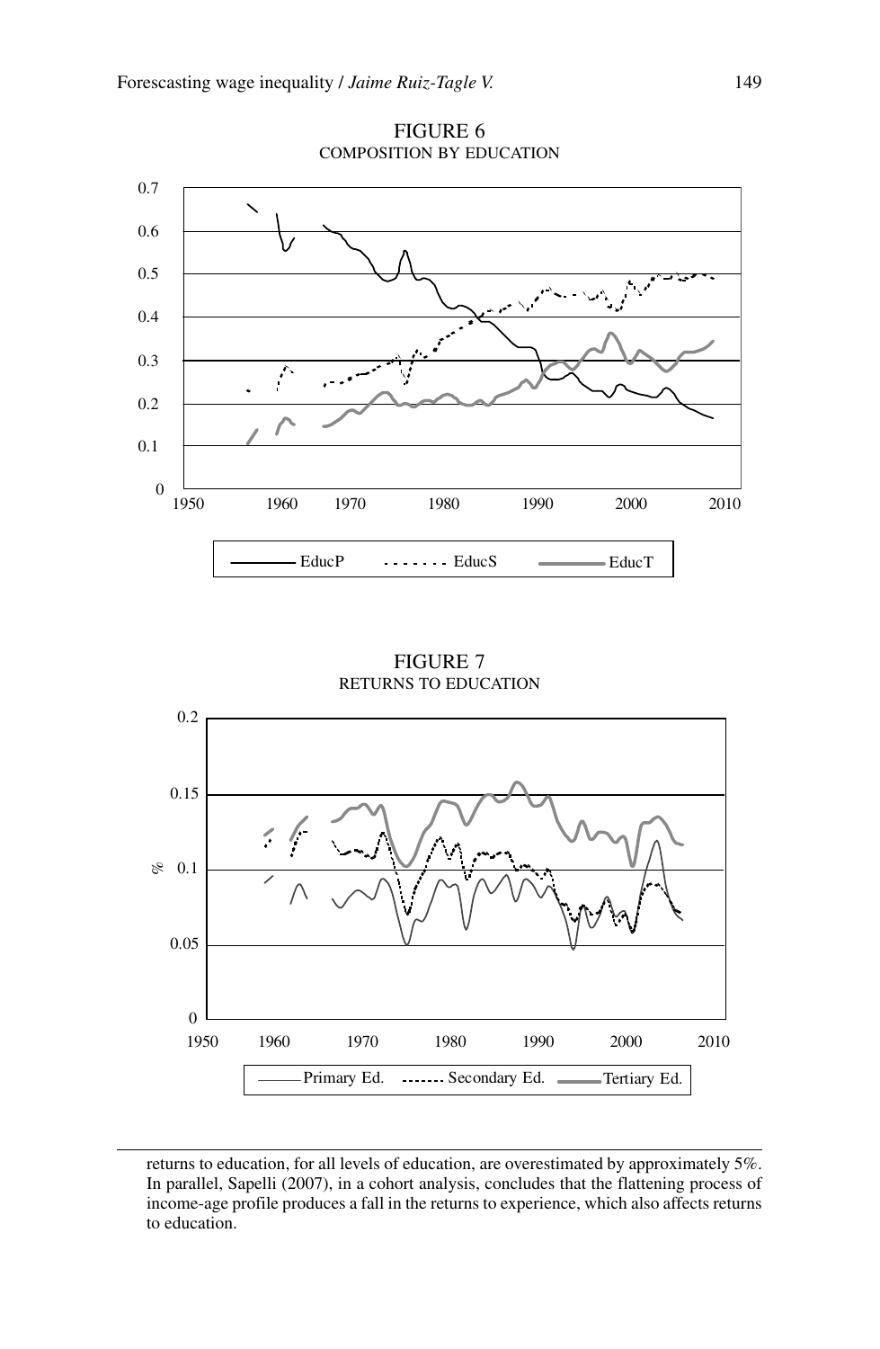FIGURE 6
COMPOSITION BY EDUCATION

FIGURE 7
RETURNS TO EDUCATION

returns to education, for all levels of education, are overestimated by approximately 5%. In parallel, Sapelli (2007), in a cohort analysis, concludes that the flattening process of income-age profile produces a fall in the returns to experience, which also affects returns to education.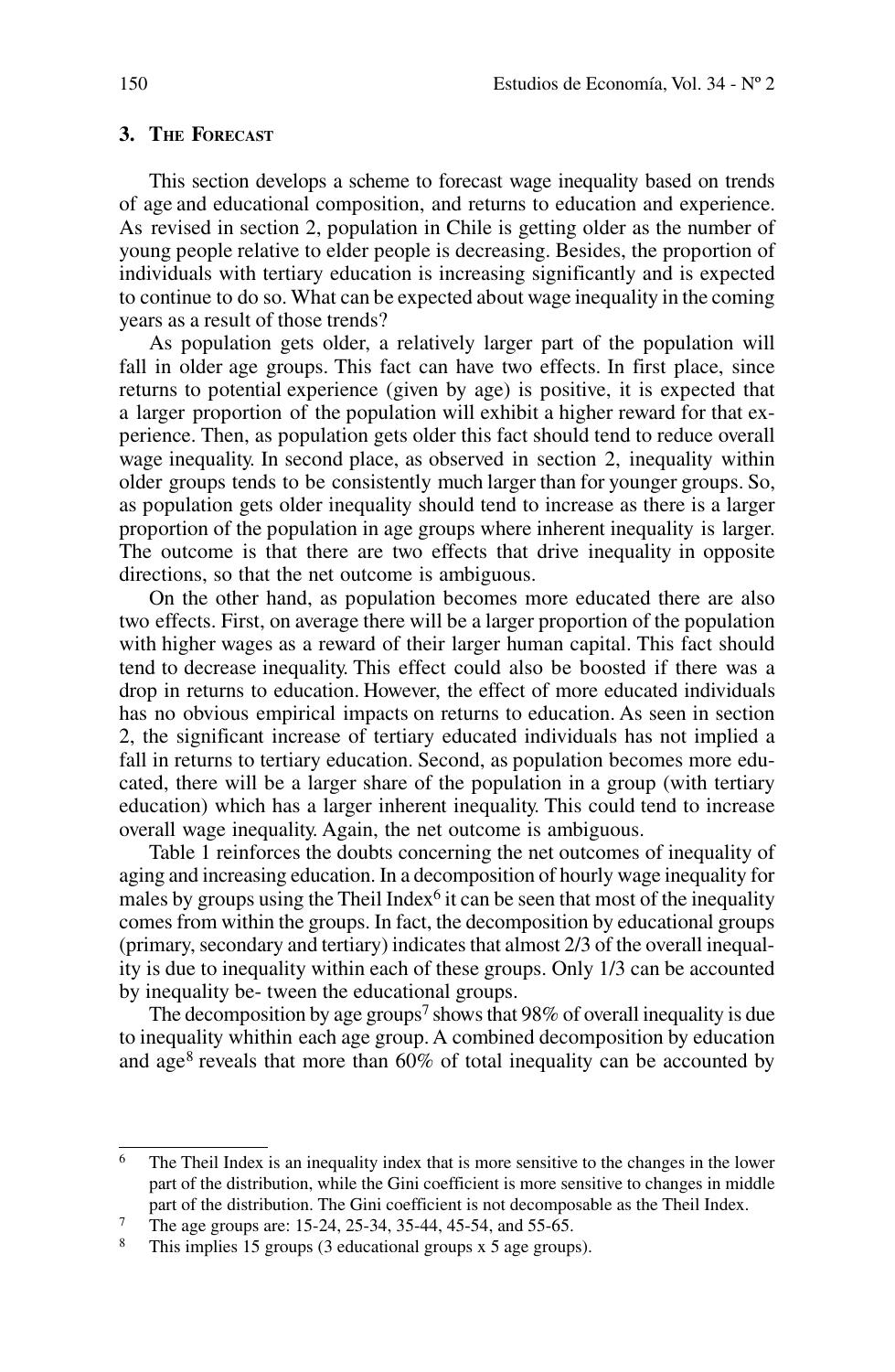### 3. The Forecast

This section develops a scheme to forecast wage inequality based on trends of age and educational composition, and returns to education and experience. As revised in section 2, population in Chile is getting older as the number of young people relative to elder people is decreasing. Besides, the proportion of individuals with tertiary education is increasing significantly and is expected to continue to do so. What can be expected about wage inequality in the coming years as a result of those trends?

As population gets older, a relatively larger part of the population will fall in older age groups. This fact can have two effects. In first place, since returns to potential experience (given by age) is positive, it is expected that a larger proportion of the population will exhibit a higher reward for that experience. Then, as population gets older this fact should tend to reduce overall wage inequality. In second place, as observed in section 2, inequality within older groups tends to be consistently much larger than for younger groups. So, as population gets older inequality should tend to increase as there is a larger proportion of the population in age groups where inherent inequality is larger. The outcome is that there are two effects that drive inequality in opposite directions, so that the net outcome is ambiguous.

On the other hand, as population becomes more educated there are also two effects. First, on average there will be a larger proportion of the population with higher wages as a reward of their larger human capital. This fact should tend to decrease inequality. This effect could also be boosted if there was a drop in returns to education. However, the effect of more educated individuals has no obvious empirical impacts on returns to education. As seen in section 2, the significant increase of tertiary educated individuals has not implied a fall in returns to tertiary education. Second, as population becomes more educated, there will be a larger share of the population in a group (with tertiary education) which has a larger inherent inequality. This could tend to increase overall wage inequality. Again, the net outcome is ambiguous.

Table 1 reinforces the doubts concerning the net outcomes of inequality of aging and increasing education. In a decomposition of hourly wage inequality for males by groups using the Theil Index[6] it can be seen that most of the inequality comes from within the groups. In fact, the decomposition by educational groups (primary, secondary and tertiary) indicates that almost 2/3 of the overall inequality is due to inequality within each of these groups. Only 1/3 can be accounted by inequality be- tween the educational groups.

The decomposition by age groups[7] shows that 98% of overall inequality is due to inequality whithin each age group. A combined decomposition by education and age[8] reveals that more than 60% of total inequality can be accounted by

---

[6] The Theil Index is an inequality index that is more sensitive to the changes in the lower part of the distribution, while the Gini coefficient is more sensitive to changes in middle part of the distribution. The Gini coefficient is not decomposable as the Theil Index.

[7] The age groups are: 15-24, 25-34, 35-44, 45-54, and 55-65.

[8] This implies 15 groups (3 educational groups x 5 age groups).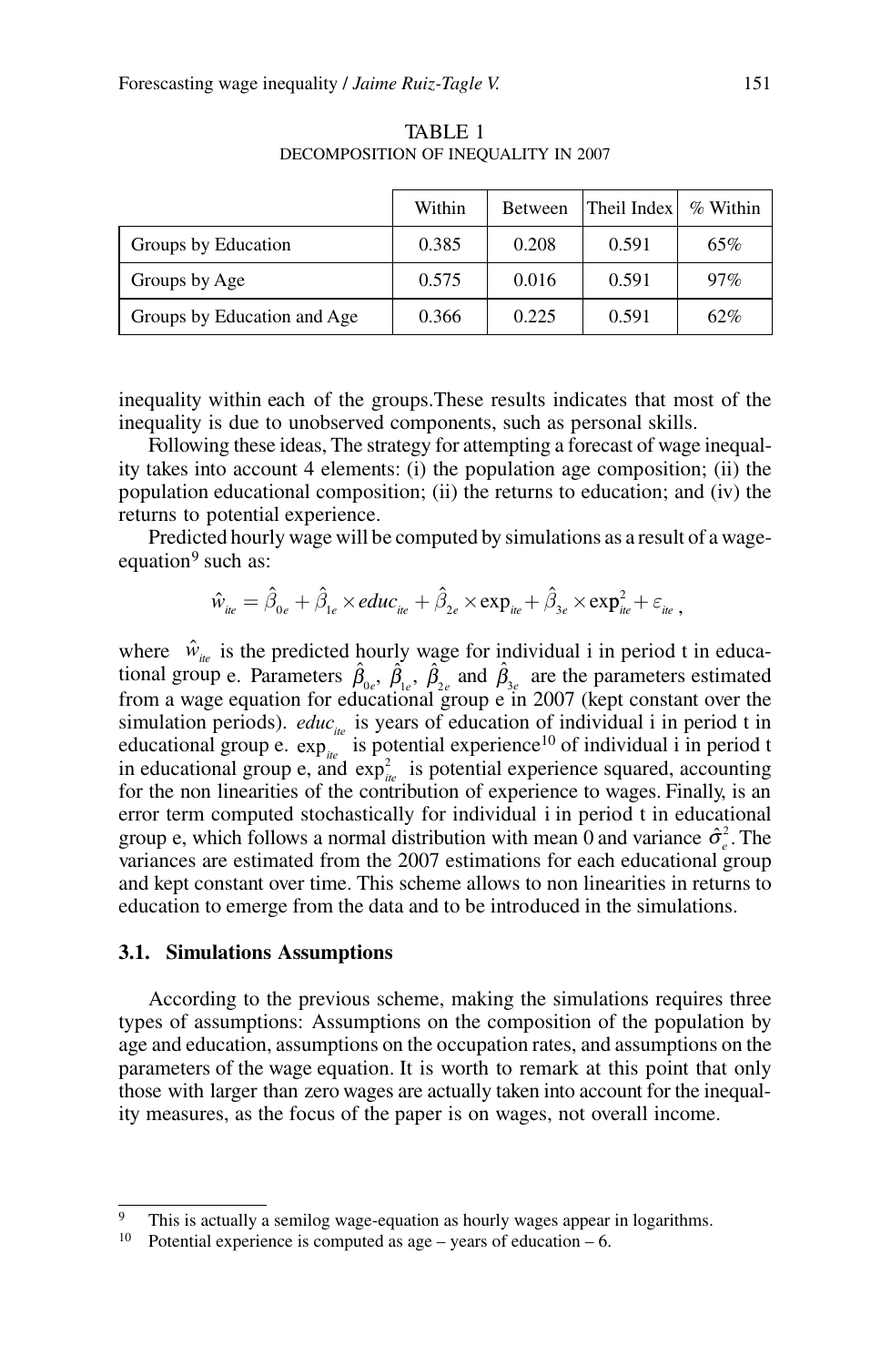TABLE 1
DECOMPOSITION OF INEQUALITY IN 2007

| | Within | Between | Theil Index | % Within |
|---|---|---|---|---|
| Groups by Education | 0.385 | 0.208 | 0.591 | 65% |
| Groups by Age | 0.575 | 0.016 | 0.591 | 97% |
| Groups by Education and Age | 0.366 | 0.225 | 0.591 | 62% |

inequality within each of the groups.These results indicates that most of the inequality is due to unobserved components, such as personal skills.

Following these ideas, The strategy for attempting a forecast of wage inequality takes into account 4 elements: (i) the population age composition; (ii) the population educational composition; (ii) the returns to education; and (iv) the returns to potential experience.

Predicted hourly wage will be computed by simulations as a result of a wage-equation[9] such as:

$$\hat{w}_{ite} = \hat{\beta}_{0e} + \hat{\beta}_{1e} \times educ_{ite} + \hat{\beta}_{2e} \times \exp_{ite} + \hat{\beta}_{3e} \times \exp^2_{ite} + \varepsilon_{ite} ,$$

where $\hat{w}_{ite}$ is the predicted hourly wage for individual i in period t in educational group e. Parameters $\hat{\beta}_{0e}$, $\hat{\beta}_{1e}$, $\hat{\beta}_{2e}$ and $\hat{\beta}_{3e}$ are the parameters estimated from a wage equation for educational group e in 2007 (kept constant over the simulation periods). $educ_{ite}$ is years of education of individual i in period t in educational group e. $\exp_{ite}$ is potential experience[10] of individual i in period t in educational group e, and $\exp^2_{ite}$ is potential experience squared, accounting for the non linearities of the contribution of experience to wages. Finally, is an error term computed stochastically for individual i in period t in educational group e, which follows a normal distribution with mean 0 and variance $\hat{\sigma}^2_e$. The variances are estimated from the 2007 estimations for each educational group and kept constant over time. This scheme allows to non linearities in returns to education to emerge from the data and to be introduced in the simulations.

### 3.1. Simulations Assumptions

According to the previous scheme, making the simulations requires three types of assumptions: Assumptions on the composition of the population by age and education, assumptions on the occupation rates, and assumptions on the parameters of the wage equation. It is worth to remark at this point that only those with larger than zero wages are actually taken into account for the inequality measures, as the focus of the paper is on wages, not overall income.

---

[9] This is actually a semilog wage-equation as hourly wages appear in logarithms.

[10] Potential experience is computed as age – years of education – 6.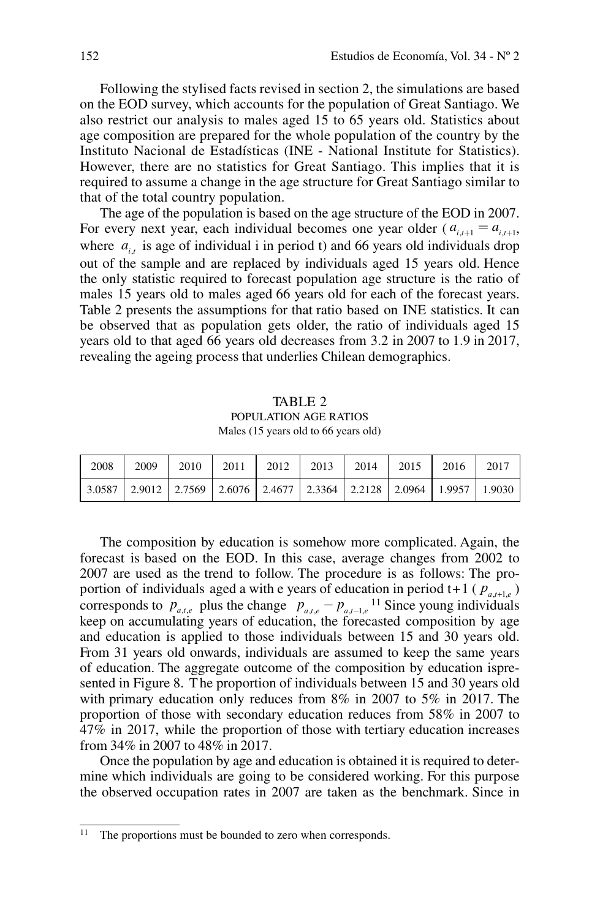Following the stylised facts revised in section 2, the simulations are based on the EOD survey, which accounts for the population of Great Santiago. We also restrict our analysis to males aged 15 to 65 years old. Statistics about age composition are prepared for the whole population of the country by the Instituto Nacional de Estadísticas (INE - National Institute for Statistics). However, there are no statistics for Great Santiago. This implies that it is required to assume a change in the age structure for Great Santiago similar to that of the total country population.

The age of the population is based on the age structure of the EOD in 2007. For every next year, each individual becomes one year older ( $a_{i,t+1} = a_{i,t+1}$, where $a_{i,t}$ is age of individual i in period t) and 66 years old individuals drop out of the sample and are replaced by individuals aged 15 years old. Hence the only statistic required to forecast population age structure is the ratio of males 15 years old to males aged 66 years old for each of the forecast years. Table 2 presents the assumptions for that ratio based on INE statistics. It can be observed that as population gets older, the ratio of individuals aged 15 years old to that aged 66 years old decreases from 3.2 in 2007 to 1.9 in 2017, revealing the ageing process that underlies Chilean demographics.

TABLE 2
POPULATION AGE RATIOS
Males (15 years old to 66 years old)

| 2008 | 2009 | 2010 | 2011 | 2012 | 2013 | 2014 | 2015 | 2016 | 2017 |
|---|---|---|---|---|---|---|---|---|---|
| 3.0587 | 2.9012 | 2.7569 | 2.6076 | 2.4677 | 2.3364 | 2.2128 | 2.0964 | 1.9957 | 1.9030 |

The composition by education is somehow more complicated. Again, the forecast is based on the EOD. In this case, average changes from 2002 to 2007 are used as the trend to follow. The procedure is as follows: The proportion of individuals aged a with e years of education in period t+1 ( $p_{a,t+1,e}$ ) corresponds to $p_{a,t,e}$ plus the change $p_{a,t,e} - p_{a,t-1,e}$ [11] Since young individuals keep on accumulating years of education, the forecasted composition by age and education is applied to those individuals between 15 and 30 years old. From 31 years old onwards, individuals are assumed to keep the same years of education. The aggregate outcome of the composition by education ispresented in Figure 8. The proportion of individuals between 15 and 30 years old with primary education only reduces from 8% in 2007 to 5% in 2017. The proportion of those with secondary education reduces from 58% in 2007 to 47% in 2017, while the proportion of those with tertiary education increases from 34% in 2007 to 48% in 2017.

Once the population by age and education is obtained it is required to determine which individuals are going to be considered working. For this purpose the observed occupation rates in 2007 are taken as the benchmark. Since in

[11] The proportions must be bounded to zero when corresponds.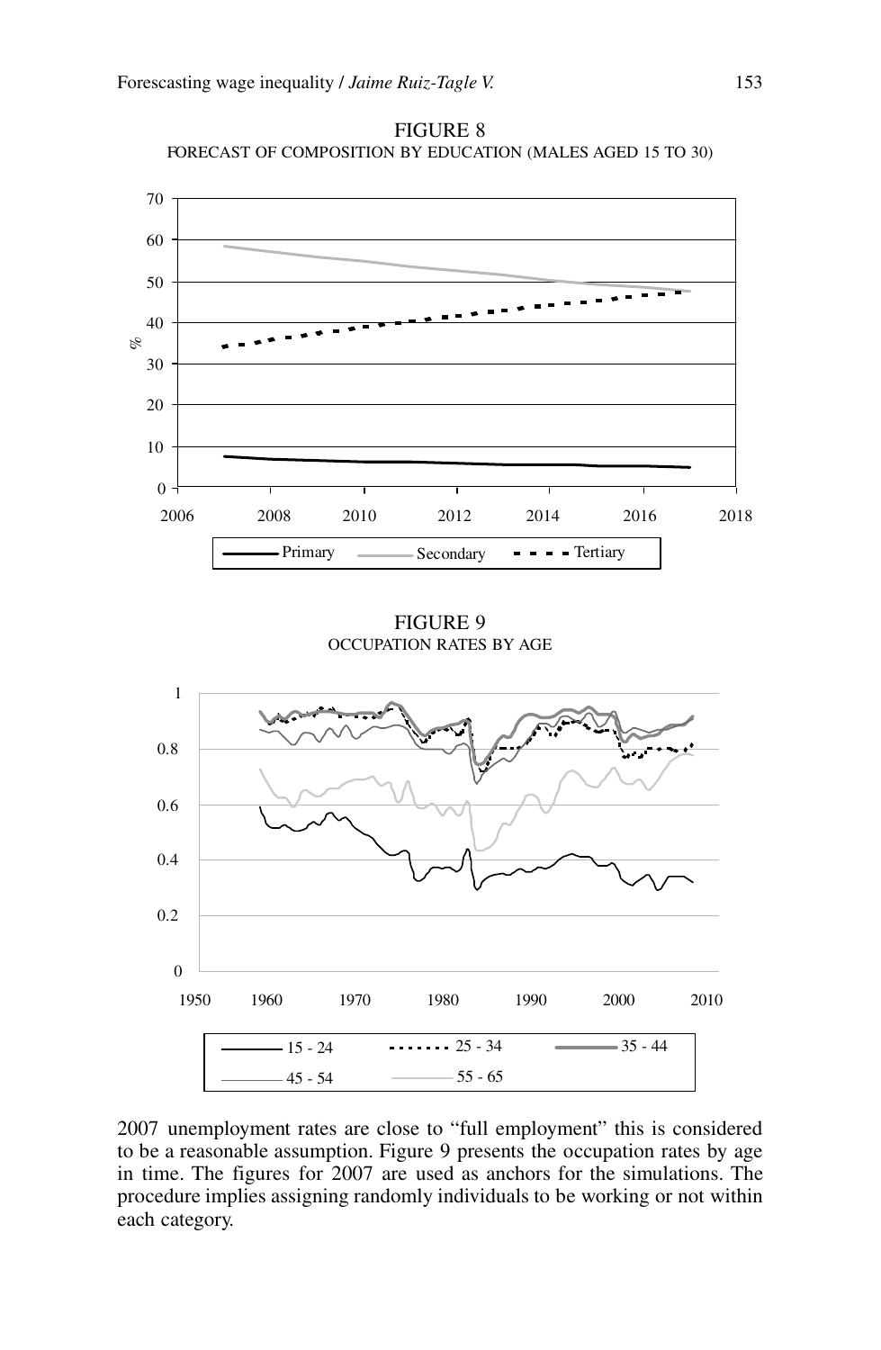FIGURE 8
FORECAST OF COMPOSITION BY EDUCATION (MALES AGED 15 TO 30)

FIGURE 9
OCCUPATION RATES BY AGE

2007 unemployment rates are close to "full employment" this is considered to be a reasonable assumption. Figure 9 presents the occupation rates by age in time. The figures for 2007 are used as anchors for the simulations. The procedure implies assigning randomly individuals to be working or not within each category.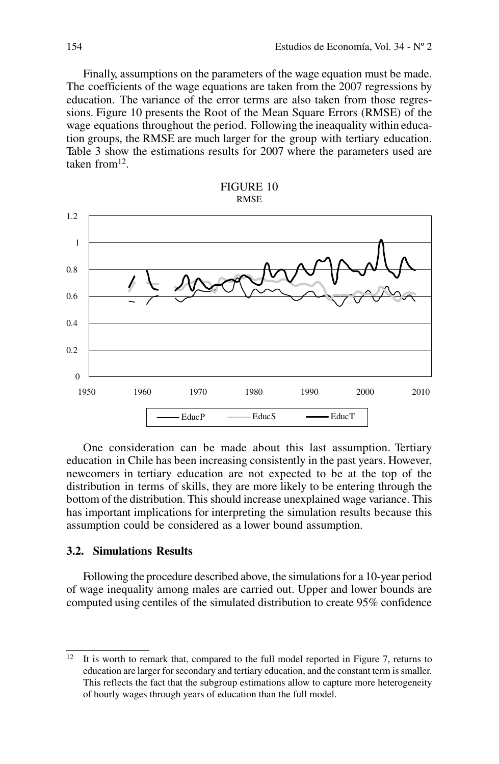Finally, assumptions on the parameters of the wage equation must be made. The coefficients of the wage equations are taken from the 2007 regressions by education. The variance of the error terms are also taken from those regressions. Figure 10 presents the Root of the Mean Square Errors (RMSE) of the wage equations throughout the period. Following the ineaquality within education groups, the RMSE are much larger for the group with tertiary education. Table 3 show the estimations results for 2007 where the parameters used are taken from[12].

FIGURE 10
RMSE

One consideration can be made about this last assumption. Tertiary education in Chile has been increasing consistently in the past years. However, newcomers in tertiary education are not expected to be at the top of the distribution in terms of skills, they are more likely to be entering through the bottom of the distribution. This should increase unexplained wage variance. This has important implications for interpreting the simulation results because this assumption could be considered as a lower bound assumption.

### 3.2. Simulations Results

Following the procedure described above, the simulations for a 10-year period of wage inequality among males are carried out. Upper and lower bounds are computed using centiles of the simulated distribution to create 95% confidence

---

[12] It is worth to remark that, compared to the full model reported in Figure 7, returns to education are larger for secondary and tertiary education, and the constant term is smaller. This reflects the fact that the subgroup estimations allow to capture more heterogeneity of hourly wages through years of education than the full model.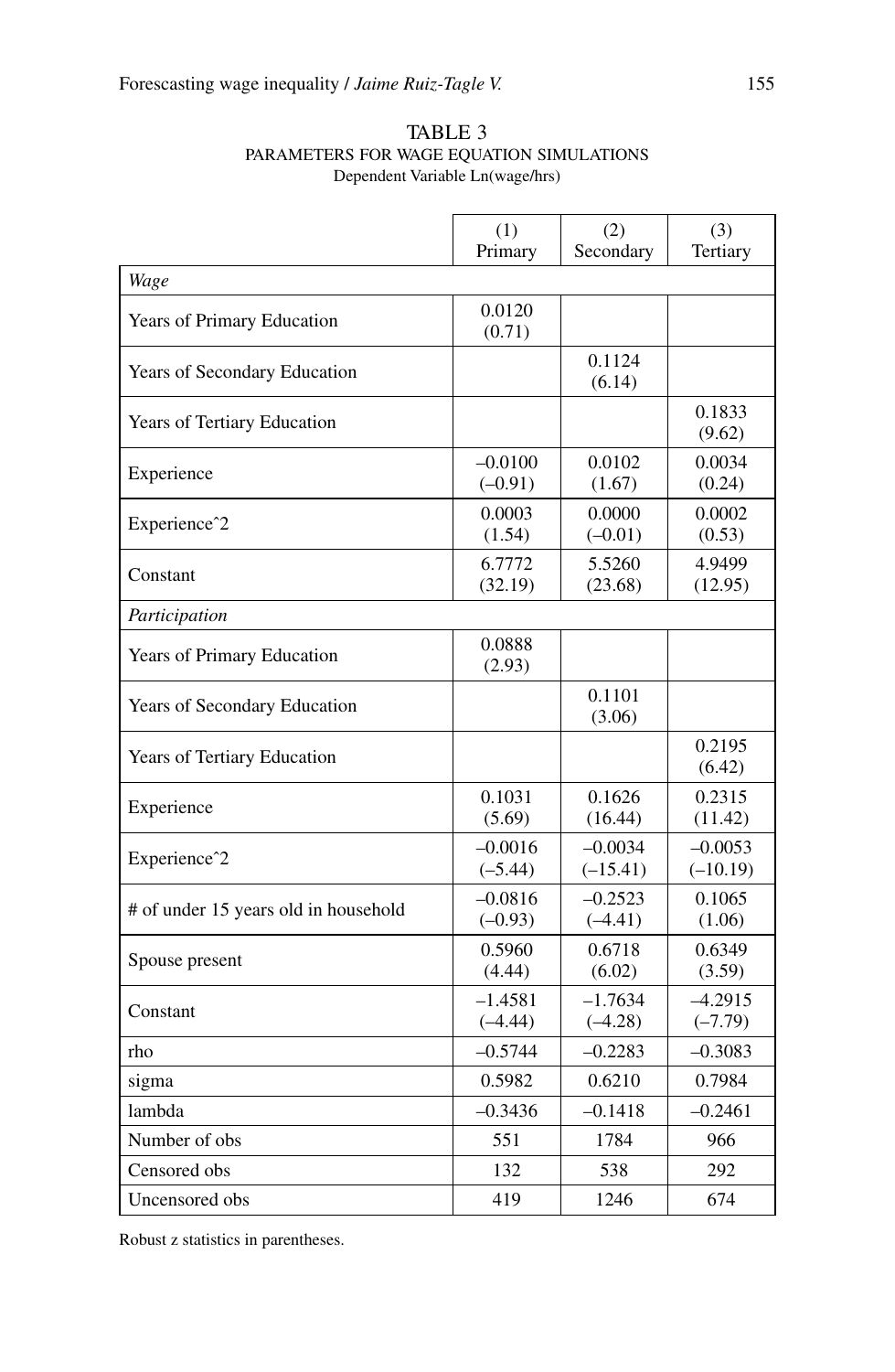TABLE 3
PARAMETERS FOR WAGE EQUATION SIMULATIONS
Dependent Variable Ln(wage/hrs)

| | (1) Primary | (2) Secondary | (3) Tertiary |
|---|---|---|---|
| *Wage* | | | |
| Years of Primary Education | 0.0120 (0.71) | | |
| Years of Secondary Education | | 0.1124 (6.14) | |
| Years of Tertiary Education | | | 0.1833 (9.62) |
| Experience | –0.0100 (–0.91) | 0.0102 (1.67) | 0.0034 (0.24) |
| Experienceˆ2 | 0.0003 (1.54) | 0.0000 (–0.01) | 0.0002 (0.53) |
| Constant | 6.7772 (32.19) | 5.5260 (23.68) | 4.9499 (12.95) |
| *Participation* | | | |
| Years of Primary Education | 0.0888 (2.93) | | |
| Years of Secondary Education | | 0.1101 (3.06) | |
| Years of Tertiary Education | | | 0.2195 (6.42) |
| Experience | 0.1031 (5.69) | 0.1626 (16.44) | 0.2315 (11.42) |
| Experienceˆ2 | –0.0016 (–5.44) | –0.0034 (–15.41) | –0.0053 (–10.19) |
| # of under 15 years old in household | –0.0816 (–0.93) | –0.2523 (–4.41) | 0.1065 (1.06) |
| Spouse present | 0.5960 (4.44) | 0.6718 (6.02) | 0.6349 (3.59) |
| Constant | –1.4581 (–4.44) | –1.7634 (–4.28) | –4.2915 (–7.79) |
| rho | –0.5744 | –0.2283 | –0.3083 |
| sigma | 0.5982 | 0.6210 | 0.7984 |
| lambda | –0.3436 | –0.1418 | –0.2461 |
| Number of obs | 551 | 1784 | 966 |
| Censored obs | 132 | 538 | 292 |
| Uncensored obs | 419 | 1246 | 674 |

Robust z statistics in parentheses.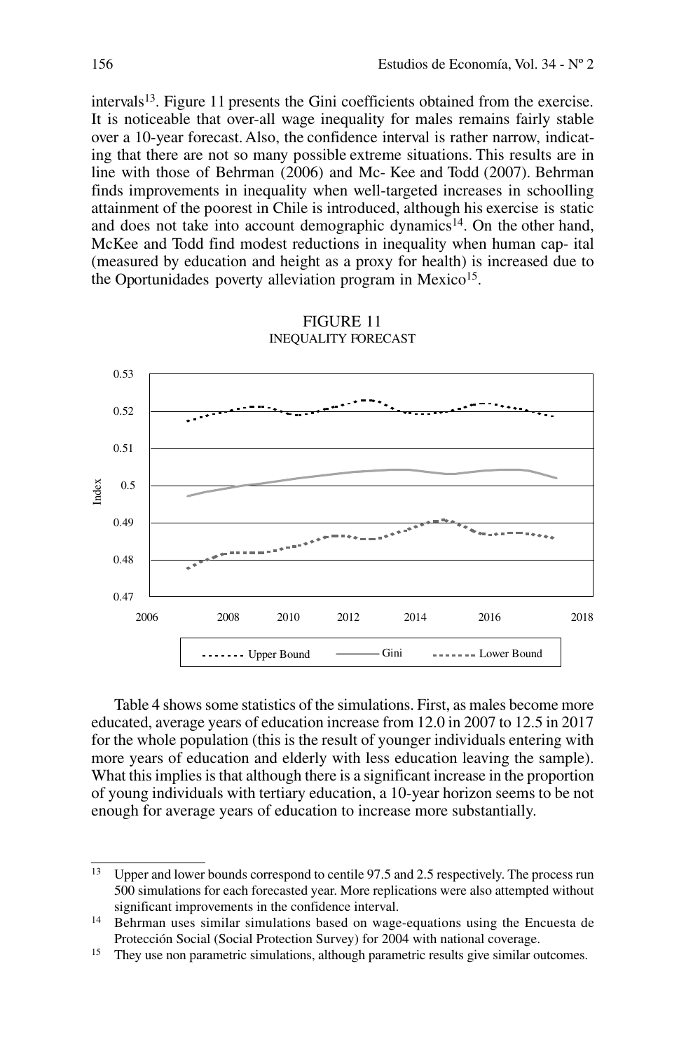intervals[13]. Figure 11 presents the Gini coefficients obtained from the exercise. It is noticeable that over-all wage inequality for males remains fairly stable over a 10-year forecast. Also, the confidence interval is rather narrow, indicating that there are not so many possible extreme situations. This results are in line with those of Behrman (2006) and Mc- Kee and Todd (2007). Behrman finds improvements in inequality when well-targeted increases in schoolling attainment of the poorest in Chile is introduced, although his exercise is static and does not take into account demographic dynamics[14]. On the other hand, McKee and Todd find modest reductions in inequality when human cap- ital (measured by education and height as a proxy for health) is increased due to the Oportunidades poverty alleviation program in Mexico[15].

FIGURE 11
INEQUALITY FORECAST

Table 4 shows some statistics of the simulations. First, as males become more educated, average years of education increase from 12.0 in 2007 to 12.5 in 2017 for the whole population (this is the result of younger individuals entering with more years of education and elderly with less education leaving the sample). What this implies is that although there is a significant increase in the proportion of young individuals with tertiary education, a 10-year horizon seems to be not enough for average years of education to increase more substantially.

---

[13] Upper and lower bounds correspond to centile 97.5 and 2.5 respectively. The process run 500 simulations for each forecasted year. More replications were also attempted without significant improvements in the confidence interval.

[14] Behrman uses similar simulations based on wage-equations using the Encuesta de Protección Social (Social Protection Survey) for 2004 with national coverage.

[15] They use non parametric simulations, although parametric results give similar outcomes.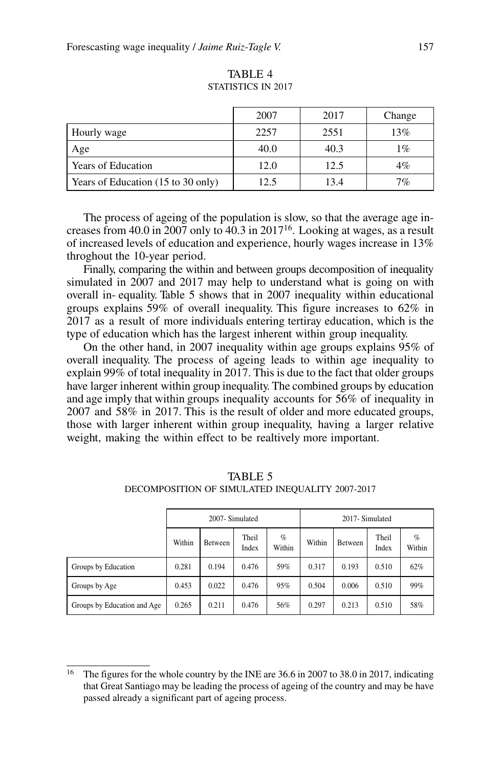TABLE 4
STATISTICS IN 2017

| | 2007 | 2017 | Change |
|---|---|---|---|
| Hourly wage | 2257 | 2551 | 13% |
| Age | 40.0 | 40.3 | 1% |
| Years of Education | 12.0 | 12.5 | 4% |
| Years of Education (15 to 30 only) | 12.5 | 13.4 | 7% |

The process of ageing of the population is slow, so that the average age increases from 40.0 in 2007 only to 40.3 in 2017[16]. Looking at wages, as a result of increased levels of education and experience, hourly wages increase in 13% throghout the 10-year period.

Finally, comparing the within and between groups decomposition of inequality simulated in 2007 and 2017 may help to understand what is going on with overall in- equality. Table 5 shows that in 2007 inequality within educational groups explains 59% of overall inequality. This figure increases to 62% in 2017 as a result of more individuals entering tertiray education, which is the type of education which has the largest inherent within group inequality.

On the other hand, in 2007 inequality within age groups explains 95% of overall inequality. The process of ageing leads to within age inequality to explain 99% of total inequality in 2017. This is due to the fact that older groups have larger inherent within group inequality. The combined groups by education and age imply that within groups inequality accounts for 56% of inequality in 2007 and 58% in 2017. This is the result of older and more educated groups, those with larger inherent within group inequality, having a larger relative weight, making the within effect to be realtively more important.

TABLE 5
DECOMPOSITION OF SIMULATED INEQUALITY 2007-2017

| | 2007- Simulated | | | | 2017- Simulated | | | |
|---|---|---|---|---|---|---|---|---|
| | Within | Between | Theil Index | % Within | Within | Between | Theil Index | % Within |
| Groups by Education | 0.281 | 0.194 | 0.476 | 59% | 0.317 | 0.193 | 0.510 | 62% |
| Groups by Age | 0.453 | 0.022 | 0.476 | 95% | 0.504 | 0.006 | 0.510 | 99% |
| Groups by Education and Age | 0.265 | 0.211 | 0.476 | 56% | 0.297 | 0.213 | 0.510 | 58% |

[16] The figures for the whole country by the INE are 36.6 in 2007 to 38.0 in 2017, indicating that Great Santiago may be leading the process of ageing of the country and may be have passed already a significant part of ageing process.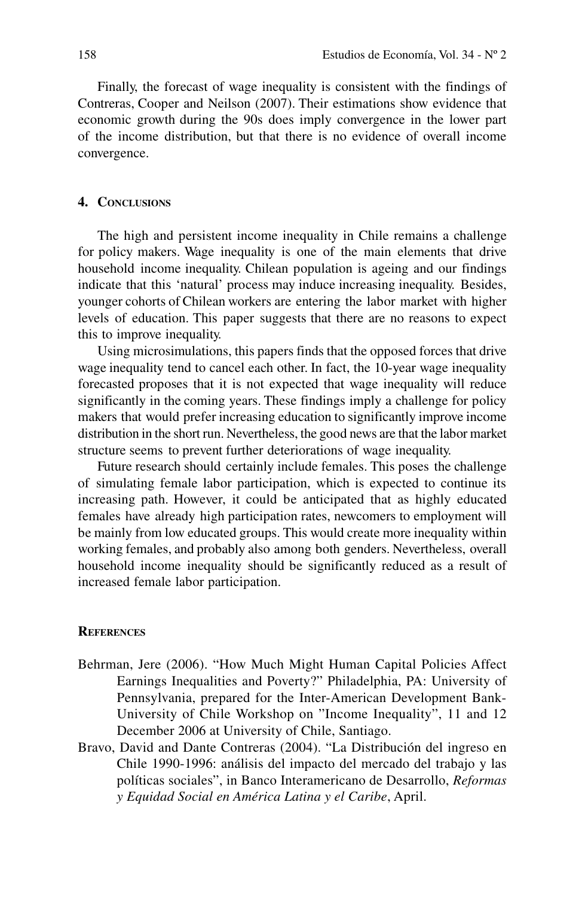Finally, the forecast of wage inequality is consistent with the findings of Contreras, Cooper and Neilson (2007). Their estimations show evidence that economic growth during the 90s does imply convergence in the lower part of the income distribution, but that there is no evidence of overall income convergence.

## 4. Conclusions

The high and persistent income inequality in Chile remains a challenge for policy makers. Wage inequality is one of the main elements that drive household income inequality. Chilean population is ageing and our findings indicate that this 'natural' process may induce increasing inequality. Besides, younger cohorts of Chilean workers are entering the labor market with higher levels of education. This paper suggests that there are no reasons to expect this to improve inequality.

Using microsimulations, this papers finds that the opposed forces that drive wage inequality tend to cancel each other. In fact, the 10-year wage inequality forecasted proposes that it is not expected that wage inequality will reduce significantly in the coming years. These findings imply a challenge for policy makers that would prefer increasing education to significantly improve income distribution in the short run. Nevertheless, the good news are that the labor market structure seems to prevent further deteriorations of wage inequality.

Future research should certainly include females. This poses the challenge of simulating female labor participation, which is expected to continue its increasing path. However, it could be anticipated that as highly educated females have already high participation rates, newcomers to employment will be mainly from low educated groups. This would create more inequality within working females, and probably also among both genders. Nevertheless, overall household income inequality should be significantly reduced as a result of increased female labor participation.

## References

Behrman, Jere (2006). "How Much Might Human Capital Policies Affect Earnings Inequalities and Poverty?" Philadelphia, PA: University of Pennsylvania, prepared for the Inter-American Development Bank-University of Chile Workshop on "Income Inequality", 11 and 12 December 2006 at University of Chile, Santiago.

Bravo, David and Dante Contreras (2004). "La Distribución del ingreso en Chile 1990-1996: análisis del impacto del mercado del trabajo y las políticas sociales", in Banco Interamericano de Desarrollo, *Reformas y Equidad Social en América Latina y el Caribe*, April.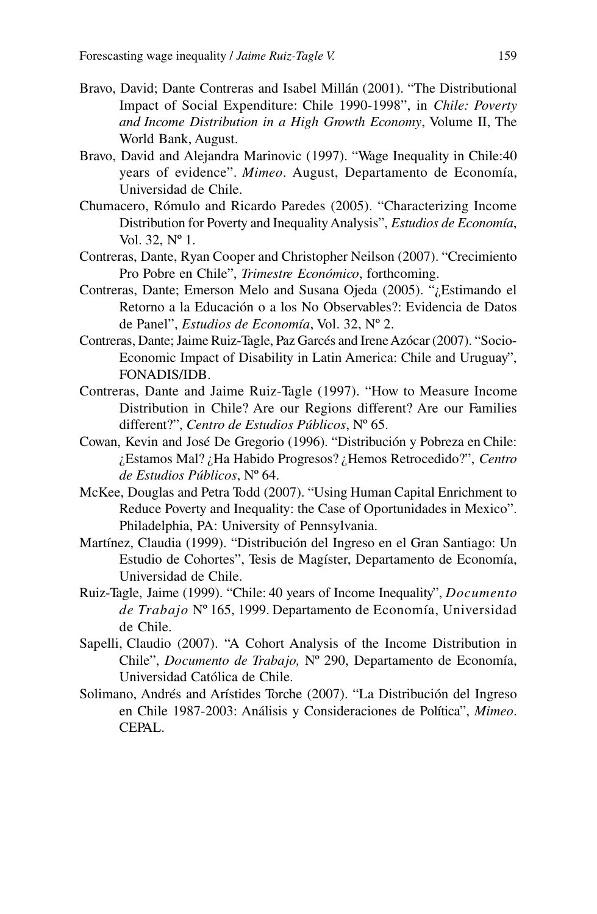Bravo, David; Dante Contreras and Isabel Millán (2001). "The Distributional Impact of Social Expenditure: Chile 1990-1998", in *Chile: Poverty and Income Distribution in a High Growth Economy*, Volume II, The World Bank, August.

Bravo, David and Alejandra Marinovic (1997). "Wage Inequality in Chile:40 years of evidence". *Mimeo*. August, Departamento de Economía, Universidad de Chile.

Chumacero, Rómulo and Ricardo Paredes (2005). "Characterizing Income Distribution for Poverty and Inequality Analysis", *Estudios de Economía*, Vol. 32, Nº 1.

Contreras, Dante, Ryan Cooper and Christopher Neilson (2007). "Crecimiento Pro Pobre en Chile", *Trimestre Económico*, forthcoming.

Contreras, Dante; Emerson Melo and Susana Ojeda (2005). "¿Estimando el Retorno a la Educación o a los No Observables?: Evidencia de Datos de Panel", *Estudios de Economía*, Vol. 32, Nº 2.

Contreras, Dante; Jaime Ruiz-Tagle, Paz Garcés and Irene Azócar (2007). "Socio-Economic Impact of Disability in Latin America: Chile and Uruguay", FONADIS/IDB.

Contreras, Dante and Jaime Ruiz-Tagle (1997). "How to Measure Income Distribution in Chile? Are our Regions different? Are our Families different?", *Centro de Estudios Públicos*, Nº 65.

Cowan, Kevin and José De Gregorio (1996). "Distribución y Pobreza en Chile: ¿Estamos Mal? ¿Ha Habido Progresos? ¿Hemos Retrocedido?", *Centro de Estudios Públicos*, Nº 64.

McKee, Douglas and Petra Todd (2007). "Using Human Capital Enrichment to Reduce Poverty and Inequality: the Case of Oportunidades in Mexico". Philadelphia, PA: University of Pennsylvania.

Martínez, Claudia (1999). "Distribución del Ingreso en el Gran Santiago: Un Estudio de Cohortes", Tesis de Magíster, Departamento de Economía, Universidad de Chile.

Ruiz-Tagle, Jaime (1999). "Chile: 40 years of Income Inequality", *Documento de Trabajo* Nº 165, 1999. Departamento de Economía, Universidad de Chile.

Sapelli, Claudio (2007). "A Cohort Analysis of the Income Distribution in Chile", *Documento de Trabajo,* Nº 290, Departamento de Economía, Universidad Católica de Chile.

Solimano, Andrés and Arístides Torche (2007). "La Distribución del Ingreso en Chile 1987-2003: Análisis y Consideraciones de Política", *Mimeo*. CEPAL.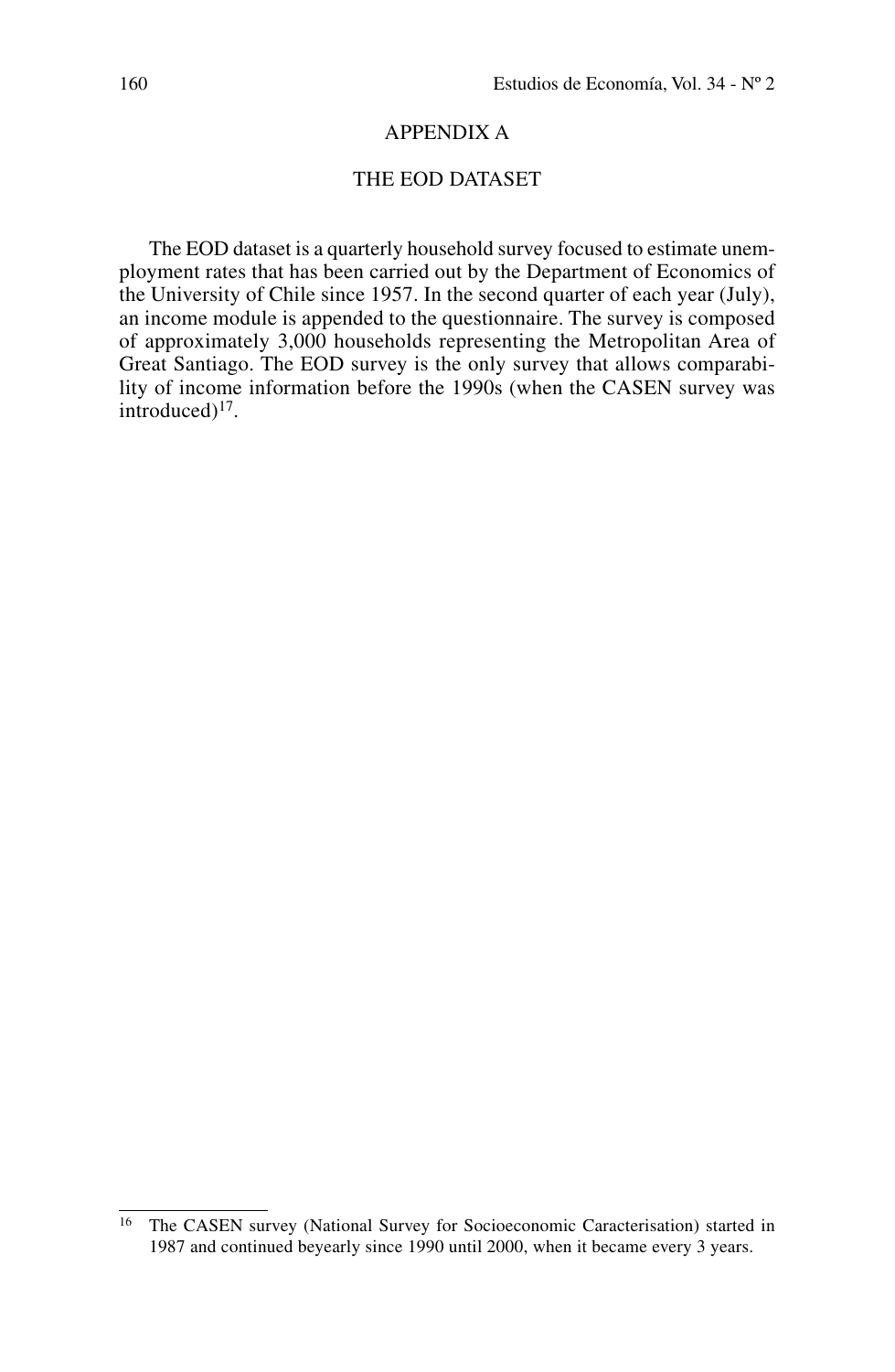# APPENDIX A

## THE EOD DATASET

The EOD dataset is a quarterly household survey focused to estimate unemployment rates that has been carried out by the Department of Economics of the University of Chile since 1957. In the second quarter of each year (July), an income module is appended to the questionnaire. The survey is composed of approximately 3,000 households representing the Metropolitan Area of Great Santiago. The EOD survey is the only survey that allows comparability of income information before the 1990s (when the CASEN survey was introduced)[17].

---

[16] The CASEN survey (National Survey for Socioeconomic Caracterisation) started in 1987 and continued beyearly since 1990 until 2000, when it became every 3 years.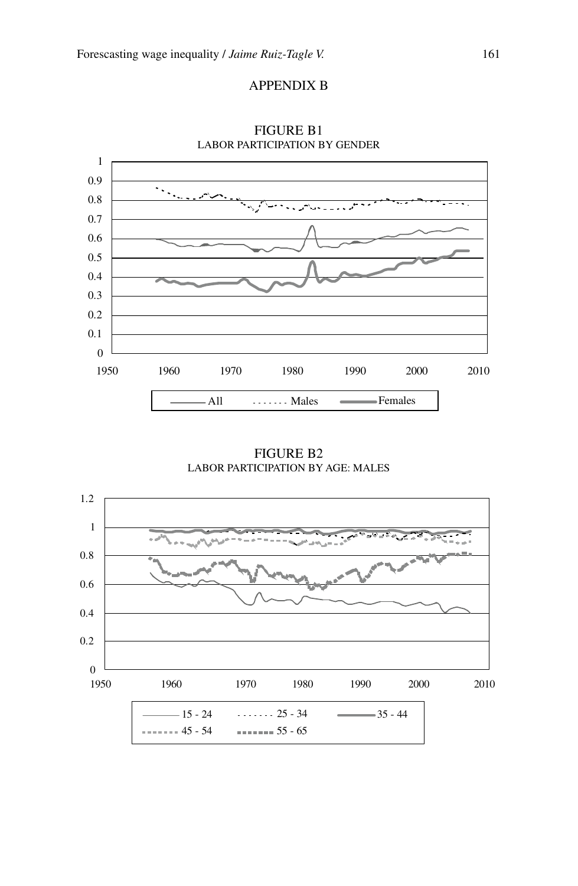## APPENDIX B

FIGURE B1
LABOR PARTICIPATION BY GENDER

FIGURE B2
LABOR PARTICIPATION BY AGE: MALES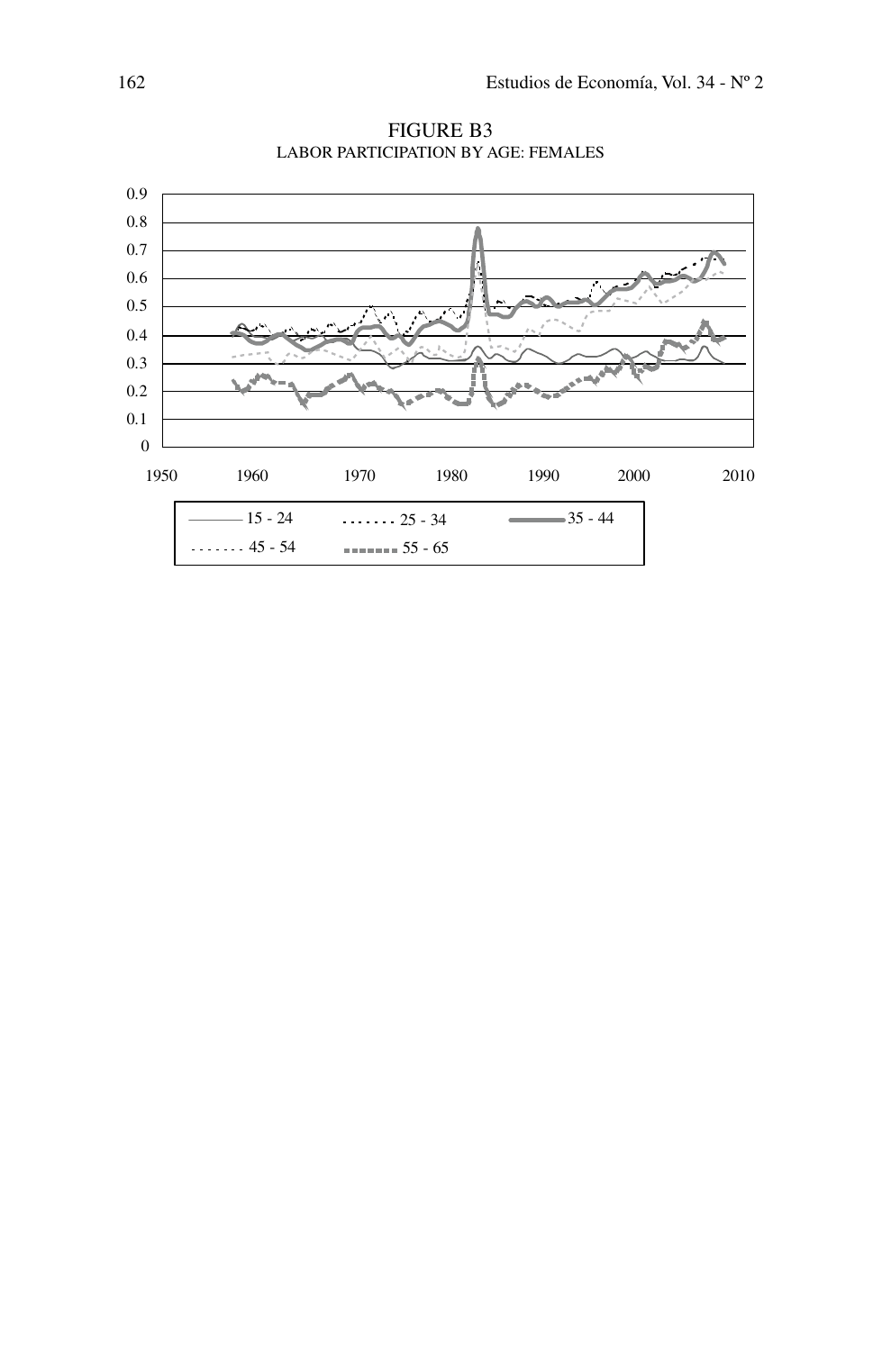FIGURE B3

LABOR PARTICIPATION BY AGE: FEMALES

0.9
0.8
0.7
0.6
0.5
0.4
0.3
0.2
0.1
0

1950 1960 1970 1980 1990 2000 2010

15 - 24
25 - 34
35 - 44
45 - 54
55 - 65